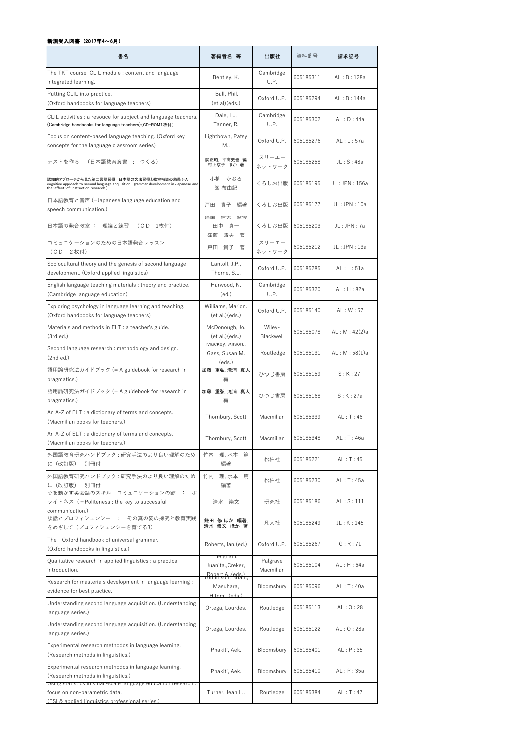**新規受入図書 （2017年4～6月）**

| 書名 | 著編者名 等 | 出版社 | 資料番号 | 請求記号 |
|---|---|---|---|---|
| The TKT course CLIL module : content and language integrated learning. | Bentley, K. | Cambridge U.P. | 605185311 | AL : B : 128a |
| Putting CLIL into practice. (Oxford handbooks for language teachers) | Ball, Phil. (et al)(eds.) | Oxford U.P. | 605185294 | AL : B : 144a |
| CLIL activities : a resouce for subject and language teachers. (Cambridge handbooks for language teachers)(CD-ROM1枚付) | Dale, L., Tanner, R. | Cambridge U.P. | 605185302 | AL : D : 44a |
| Focus on content-based language teaching. (Oxford key concepts for the language classroom series) | Lightbown, Patsy M.. | Oxford U.P. | 605185276 | AL : L : 57a |
| テストを作る （日本語教育叢書 ： つくる） | 関正昭, 平高史也 編 村上京子 ほか 著 | スリーエーネットワーク | 605185258 | JL : S : 48a |
| 認知的アプローチから見た第二言語習得：日本語の文法習得と教室指導の効果 (=A cognitive approach to second language acquisition : grammar development in Japanese and the-effect-of-instruction research.) | 小柳 かおる 峯 布由紀 | くろしお出版 | 605185195 | JL : JPN : 156a |
| 日本語教育と音声 (=Japanese language education and speech communication.) | 戸田 貴子 編著 | くろしお出版 | 605185177 | JL : JPN : 10a |
| 日本語の発音教室 ： 理論と練習 （CD 1枚付） | 窪薗 晴夫 監修 田中 真一 窪薗 晴夫 著 | くろしお出版 | 605185203 | JL : JPN : 7a |
| コミュニケーションのための日本語発音レッスン （CD 2枚付） | 戸田 貴子 著 | スリーエーネットワーク | 605185212 | JL : JPN : 13a |
| Sociocultural theory and the genesis of second language development. (Oxford applied linguistics) | Lantolf, J.P., Thorne, S.L. | Oxford U.P. | 605185285 | AL : L : 51a |
| English language teaching materials : theory and practice. (Cambridge language education) | Harwood, N. (ed.) | Cambridge U.P. | 605185320 | AL : H : 82a |
| Exploring psychology in language learning and teaching. (Oxford handbooks for language teachers) | Williams, Marion. (et al.)(eds.) | Oxford U.P. | 605185140 | AL : W : 57 |
| Materials and methods in ELT : a teacher's guide. (3rd ed.) | McDonough, Jo. (et al.)(eds.) | Wiley-Blackwell | 605185078 | AL : M : 42(2)a |
| Second language research : methodology and design. (2nd ed.) | Mackey, Alison., Gass, Susan M. (eds.) | Routledge | 605185131 | AL : M : 58(1)a |
| 語用論研究法ガイドブック (= A guidebook for research in pragmatics.) | 加藤 重弘, 滝浦 真人 編 | ひつじ書房 | 605185159 | S : K : 27 |
| 語用論研究法ガイドブック (= A guidebook for research in pragmatics.) | 加藤 重弘, 滝浦 真人 編 | ひつじ書房 | 605185168 | S : K : 27a |
| An A-Z of ELT : a dictionary of terms and concepts. (Macmillan books for teachers.) | Thornbury, Scott | Macmillan | 605185339 | AL : T : 46 |
| An A-Z of ELT : a dictionary of terms and concepts. (Macmillan books for teachers.) | Thornbury, Scott | Macmillan | 605185348 | AL : T : 46a |
| 外国語教育研究ハンドブック：研究手法のより良い理解のために（改訂版） 別冊付 | 竹内 理, 水本 篤 編著 | 松柏社 | 605185221 | AL : T : 45 |
| 外国語教育研究ハンドブック：研究手法のより良い理解のために（改訂版） 別冊付 | 竹内 理, 水本 篤 編著 | 松柏社 | 605185230 | AL : T : 45a |
| 心を動かす英会話のスキル コミュニケーションの鍵 ： ポライトネス （=Politeness : the key to successful communication.） | 清水 崇文 | 研究社 | 605185186 | AL : S : 111 |
| 談話とプロフィシェンシー ： その真の姿の探究と教育実践をめざして（プロフィシェンシーを育てる3） | 鎌田 修 ほか 編著, 清水 崇文 ほか 著 | 凡人社 | 605185249 | JL : K : 145 |
| The Oxford handbook of universal grammar. (Oxford handbooks in linguistics.) | Roberts, Ian.(ed.) | Oxford U.P. | 605185267 | G : R : 71 |
| Qualitative research in applied linguistics : a practical introduction. | Heigham, Juanita.,Creker, Robert A. (eds.) | Palgrave Macmillan | 605185104 | AL : H : 64a |
| Research for masterials development in language learning : evidence for best ptactice. | Tomlinson, Brian., Masuhara, Hitomi. (eds.) | Bloomsbury | 605185096 | AL : T : 40a |
| Understanding second language acquisition. (Understanding language series.) | Ortega, Lourdes. | Routledge | 605185113 | AL : O : 28 |
| Understanding second language acquisition. (Understanding language series.) | Ortega, Lourdes. | Routledge | 605185122 | AL : O : 28a |
| Experimental research methodos in language learning. (Research methods in linguistics.) | Phakiti, Aek. | Bloomsbury | 605185401 | AL : P : 35 |
| Experimental research methodos in language learning. (Research methods in linguistics.) | Phakiti, Aek. | Bloomsbury | 605185410 | AL : P : 35a |
| Using statistics in small-scale language education research : focus on non-parametric data. (ESL& applied linguistics professional series.) | Turner, Jean L.. | Routledge | 605185384 | AL : T : 47 |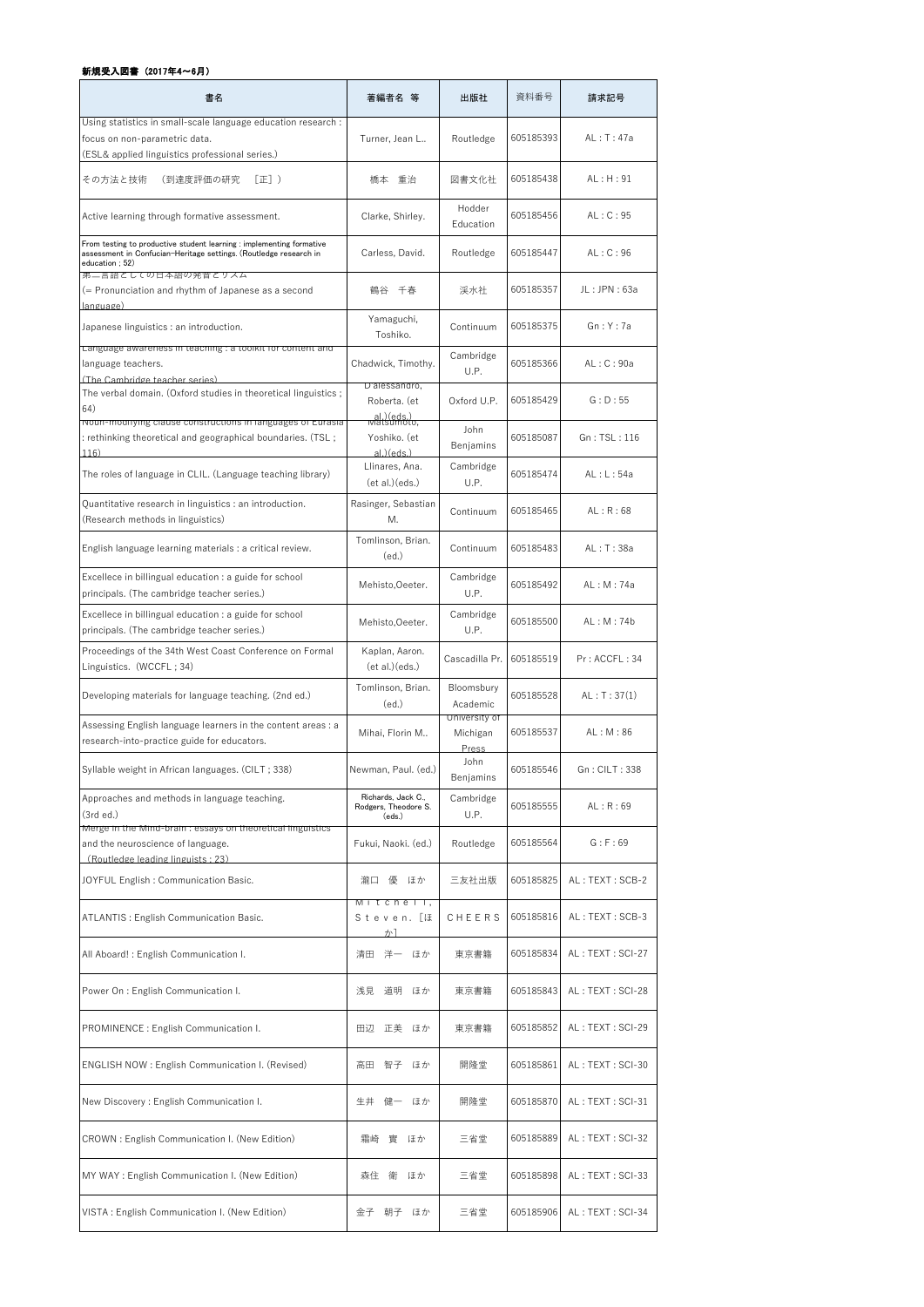## 新規受入図書 （2017年4～6月）

| 書名 | 著編者名 等 | 出版社 | 資料番号 | 請求記号 |
|---|---|---|---|---|
| Using statistics in small-scale language education research : focus on non-parametric data. (ESL& applied linguistics professional series.) | Turner, Jean L.. | Routledge | 605185393 | AL : T : 47a |
| その方法と技術 （到達度評価の研究 ［正］） | 橋本 重治 | 図書文化社 | 605185438 | AL : H : 91 |
| Active learning through formative assessment. | Clarke, Shirley. | Hodder Education | 605185456 | AL : C : 95 |
| From testing to productive student learning : implementing formative assessment in Confucian-Heritage settings. (Routledge research in education ; 52) | Carless, David. | Routledge | 605185447 | AL : C : 96 |
| 第二言語としての日本語の発音とリズム (= Pronunciation and rhythm of Japanese as a second language) | 鶴谷 千春 | 渓水社 | 605185357 | JL : JPN : 63a |
| Japanese linguistics : an introduction. | Yamaguchi, Toshiko. | Continuum | 605185375 | Gn : Y : 7a |
| Language awareness in teaching : a toolkit for content and language teachers. (The Cambridge teacher series) | Chadwick, Timothy. | Cambridge U.P. | 605185366 | AL : C : 90a |
| The verbal domain. (Oxford studies in theoretical linguistics ; 64) | D'alessandro, Roberta. (et al.)(eds.) | Oxford U.P. | 605185429 | G : D : 55 |
| Noun-modifying clause constructions in languages of Eurasia : rethinking theoretical and geographical boundaries. (TSL ; 116) | Matsumoto, Yoshiko. (et al.)(eds.) | John Benjamins | 605185087 | Gn : TSL : 116 |
| The roles of language in CLIL. (Language teaching library) | Llinares, Ana. (et al.)(eds.) | Cambridge U.P. | 605185474 | AL : L : 54a |
| Quantitative research in linguistics : an introduction. (Research methods in linguistics) | Rasinger, Sebastian M. | Continuum | 605185465 | AL : R : 68 |
| English language learning materials : a critical review. | Tomlinson, Brian. (ed.) | Continuum | 605185483 | AL : T : 38a |
| Excellece in bilingual education : a guide for school principals. (The cambridge teacher series.) | Mehisto,Oeeter. | Cambridge U.P. | 605185492 | AL : M : 74a |
| Excellece in bilingual education : a guide for school principals. (The cambridge teacher series.) | Mehisto,Oeeter. | Cambridge U.P. | 605185500 | AL : M : 74b |
| Proceedings of the 34th West Coast Conference on Formal Linguistics. (WCCFL ; 34) | Kaplan, Aaron. (et al.)(eds.) | Cascadilla Pr. | 605185519 | Pr : ACCFL : 34 |
| Developing materials for language teaching. (2nd ed.) | Tomlinson, Brian. (ed.) | Bloomsbury Academic | 605185528 | AL : T : 37(1) |
| Assessing English language learners in the content areas : a research-into-practice guide for educators. | Mihai, Florin M.. | University of Michigan Press | 605185537 | AL : M : 86 |
| Syllable weight in African languages. (CILT ; 338) | Newman, Paul. (ed.) | John Benjamins | 605185546 | Gn : CILT : 338 |
| Approaches and methods in language teaching. (3rd ed.) | Richards, Jack C., Rodgers, Theodore S. (eds.) | Cambridge U.P. | 605185555 | AL : R : 69 |
| Merge in the Mind-brain : essays on theoretical linguistics and the neuroscience of language. (Routledge leading linguists ; 23) | Fukui, Naoki. (ed.) | Routledge | 605185564 | G : F : 69 |
| JOYFUL English : Communication Basic. | 瀧口 優 ほか | 三友社出版 | 605185825 | AL : TEXT : SCB-2 |
| ATLANTIS : English Communication Basic. | Mitchell, Steven. [ほか] | CHEERS | 605185816 | AL : TEXT : SCB-3 |
| All Aboard! : English Communication I. | 清田 洋一 ほか | 東京書籍 | 605185834 | AL : TEXT : SCI-27 |
| Power On : English Communication I. | 浅見 道明 ほか | 東京書籍 | 605185843 | AL : TEXT : SCI-28 |
| PROMINENCE : English Communication I. | 田辺 正美 ほか | 東京書籍 | 605185852 | AL : TEXT : SCI-29 |
| ENGLISH NOW : English Communication I. (Revised) | 高田 智子 ほか | 開隆堂 | 605185861 | AL : TEXT : SCI-30 |
| New Discovery : English Communication I. | 生井 健一 ほか | 開隆堂 | 605185870 | AL : TEXT : SCI-31 |
| CROWN : English Communication I. (New Edition) | 霜崎 實 ほか | 三省堂 | 605185889 | AL : TEXT : SCI-32 |
| MY WAY : English Communication I. (New Edition) | 森住 衛 ほか | 三省堂 | 605185898 | AL : TEXT : SCI-33 |
| VISTA : English Communication I. (New Edition) | 金子 朝子 ほか | 三省堂 | 605185906 | AL : TEXT : SCI-34 |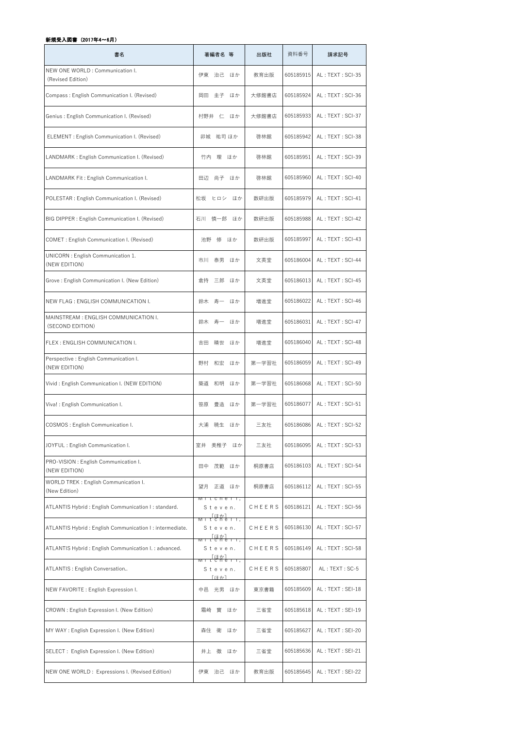**新規受入図書（2017年4～6月）**

| 書名 | 著編者名 等 | 出版社 | 資料番号 | 請求記号 |
| --- | --- | --- | --- | --- |
| NEW ONE WORLD : Communication I. (Revised Edition) | 伊東 治己 ほか | 教育出版 | 605185915 | AL : TEXT : SCI-35 |
| Compass : English Communication I. (Revised) | 岡田 圭子 ほか | 大修館書店 | 605185924 | AL : TEXT : SCI-36 |
| Genius : English Communication I. (Revised) | 村野井 仁 ほか | 大修館書店 | 605185933 | AL : TEXT : SCI-37 |
| ELEMENT : English Communication I. (Revised) | 卯城 祐司 ほか | 啓林館 | 605185942 | AL : TEXT : SCI-38 |
| LANDMARK : English Communication I. (Revised) | 竹内 理 ほか | 啓林館 | 605185951 | AL : TEXT : SCI-39 |
| LANDMARK Fit : English Communication I. | 田辺 尚子 ほか | 啓林館 | 605185960 | AL : TEXT : SCI-40 |
| POLESTAR : English Communication I. (Revised) | 松坂 ヒロシ ほか | 数研出版 | 605185979 | AL : TEXT : SCI-41 |
| BIG DIPPER : English Communication I. (Revised) | 石川 慎一郎 ほか | 数研出版 | 605185988 | AL : TEXT : SCI-42 |
| COMET : English Communication I. (Revised) | 池野 修 ほか | 数研出版 | 605185997 | AL : TEXT : SCI-43 |
| UNICORN : English Communication 1. (NEW EDITION) | 市川 泰男 ほか | 文英堂 | 605186004 | AL : TEXT : SCI-44 |
| Grove : English Communication I. (New Edition) | 倉持 三郎 ほか | 文英堂 | 605186013 | AL : TEXT : SCI-45 |
| NEW FLAG : ENGLISH COMMUNICATION I. | 鈴木 寿一 ほか | 増進堂 | 605186022 | AL : TEXT : SCI-46 |
| MAINSTREAM : ENGLISH COMMUNICATION I. (SECOND EDITION) | 鈴木 寿一 ほか | 増進堂 | 605186031 | AL : TEXT : SCI-47 |
| FLEX : ENGLISH COMMUNICATION I. | 吉田 晴世 ほか | 増進堂 | 605186040 | AL : TEXT : SCI-48 |
| Perspective : English Communication I. (NEW EDITION) | 野村 和宏 ほか | 第一学習社 | 605186059 | AL : TEXT : SCI-49 |
| Vivid : English Communication I. (NEW EDITION) | 築道 和明 ほか | 第一学習社 | 605186068 | AL : TEXT : SCI-50 |
| Viva! : English Communication I. | 笹原 豊造 ほか | 第一学習社 | 605186077 | AL : TEXT : SCI-51 |
| COSMOS : English Communication I. | 大浦 暁生 ほか | 三友社 | 605186086 | AL : TEXT : SCI-52 |
| JOYFUL : English Communication I. | 室井 美稚子 ほか | 三友社 | 605186095 | AL : TEXT : SCI-53 |
| PRO-VISION : English Communication I. (NEW EDITION) | 田中 茂範 ほか | 桐原書店 | 605186103 | AL : TEXT : SCI-54 |
| WORLD TREK : English Communication I. (New Edition) | 望月 正道 ほか | 桐原書店 | 605186112 | AL : TEXT : SCI-55 |
| ATLANTIS Hybrid : English Communication I : standard. | Mitchell, Steven. [ほか] | CHEERS | 605186121 | AL : TEXT : SCI-56 |
| ATLANTIS Hybrid : English Communication I : intermediate. | Mitchell, Steven. [ほか] | CHEERS | 605186130 | AL : TEXT : SCI-57 |
| ATLANTIS Hybrid : English Communication I. : advanced. | Mitchell, Steven. [ほか] | CHEERS | 605186149 | AL : TEXT : SCI-58 |
| ATLANTIS : English Conversation.. | Mitchell, Steven. [ほか] | CHEERS | 605185807 | AL : TEXT : SC-5 |
| NEW FAVORITE : English Expression I. | 中邑 光男 ほか | 東京書籍 | 605185609 | AL : TEXT : SEI-18 |
| CROWN : English Expression I. (New Edition) | 霜崎 實 ほか | 三省堂 | 605185618 | AL : TEXT : SEI-19 |
| MY WAY : English Expression I. (New Edition) | 森住 衛 ほか | 三省堂 | 605185627 | AL : TEXT : SEI-20 |
| SELECT : English Expression I. (New Edition) | 井上 徹 ほか | 三省堂 | 605185636 | AL : TEXT : SEI-21 |
| NEW ONE WORLD : Expressions I. (Revised Edition) | 伊東 治己 ほか | 教育出版 | 605185645 | AL : TEXT : SEI-22 |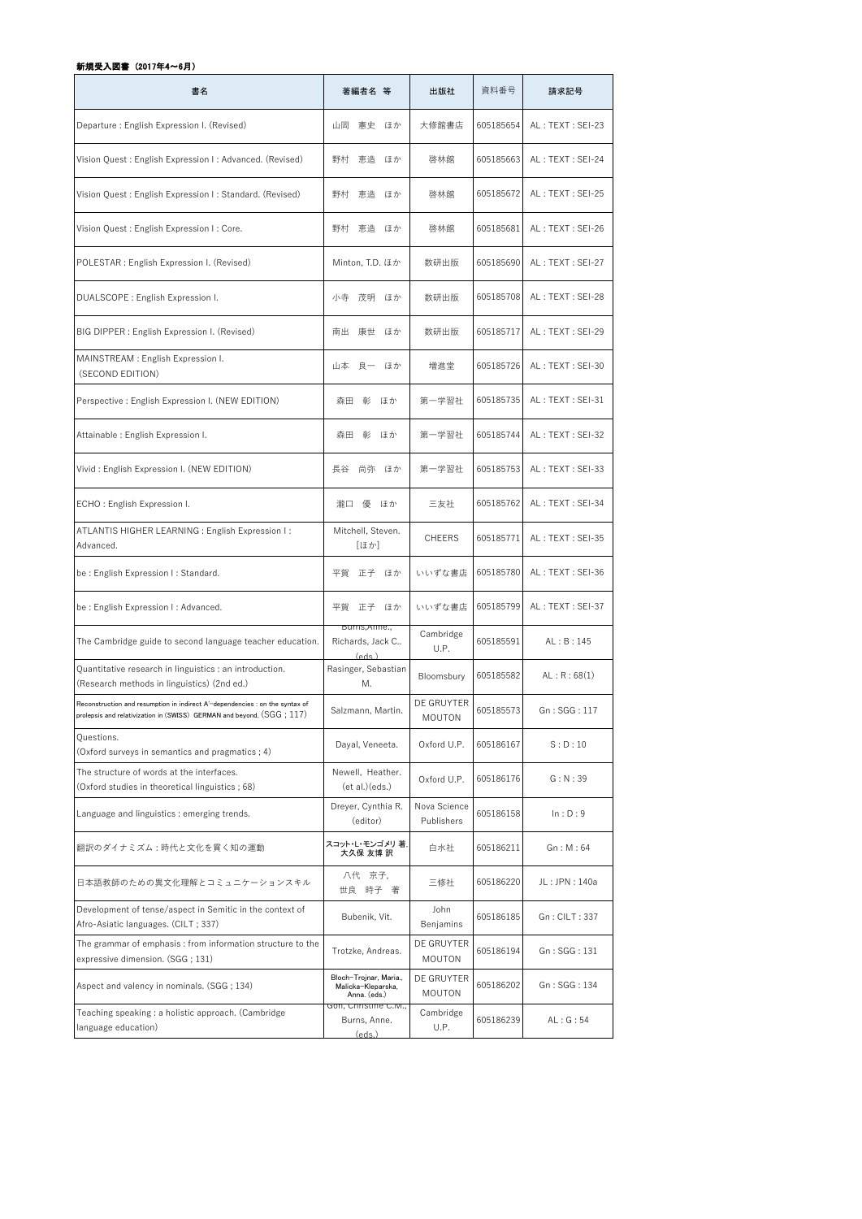**新規受入図書 （2017年4～6月）**

| 書名 | 著編者名 等 | 出版社 | 資料番号 | 請求記号 |
|---|---|---|---|---|
| Departure : English Expression I. (Revised) | 山岡　憲史　ほか | 大修館書店 | 605185654 | AL : TEXT : SEI-23 |
| Vision Quest : English Expression I : Advanced. (Revised) | 野村　恵造　ほか | 啓林館 | 605185663 | AL : TEXT : SEI-24 |
| Vision Quest : English Expression I : Standard. (Revised) | 野村　恵造　ほか | 啓林館 | 605185672 | AL : TEXT : SEI-25 |
| Vision Quest : English Expression I : Core. | 野村　恵造　ほか | 啓林館 | 605185681 | AL : TEXT : SEI-26 |
| POLESTAR : English Expression I. (Revised) | Minton, T.D. ほか | 数研出版 | 605185690 | AL : TEXT : SEI-27 |
| DUALSCOPE : English Expression I. | 小寺　茂明　ほか | 数研出版 | 605185708 | AL : TEXT : SEI-28 |
| BIG DIPPER : English Expression I. (Revised) | 南出　康世　ほか | 数研出版 | 605185717 | AL : TEXT : SEI-29 |
| MAINSTREAM : English Expression I. (SECOND EDITION) | 山本　良一　ほか | 増進堂 | 605185726 | AL : TEXT : SEI-30 |
| Perspective : English Expression I. (NEW EDITION) | 森田　彰　ほか | 第一学習社 | 605185735 | AL : TEXT : SEI-31 |
| Attainable : English Expression I. | 森田　彰　ほか | 第一学習社 | 605185744 | AL : TEXT : SEI-32 |
| Vivid : English Expression I. (NEW EDITION) | 長谷　尚弥　ほか | 第一学習社 | 605185753 | AL : TEXT : SEI-33 |
| ECHO : English Expression I. | 瀧口　優　ほか | 三友社 | 605185762 | AL : TEXT : SEI-34 |
| ATLANTIS HIGHER LEARNING : English Expression I : Advanced. | Mitchell, Steven. [ほか] | CHEERS | 605185771 | AL : TEXT : SEI-35 |
| be : English Expression I : Standard. | 平賀　正子　ほか | いいずな書店 | 605185780 | AL : TEXT : SEI-36 |
| be : English Expression I : Advanced. | 平賀　正子　ほか | いいずな書店 | 605185799 | AL : TEXT : SEI-37 |
| The Cambridge guide to second language teacher education. | Burns,Anne., Richards, Jack C.. (eds.) | Cambridge U.P. | 605185591 | AL : B : 145 |
| Quantitative research in linguistics : an introduction. (Research methods in linguistics) (2nd ed.) | Rasinger, Sebastian M. | Bloomsbury | 605185582 | AL : R : 68(1) |
| Reconstruction and resumption in indirect A'-dependencies : on the syntax of prolepsis and relativization in (SWISS) GERMAN and beyond. (SGG ; 117) | Salzmann, Martin. | DE GRUYTER MOUTON | 605185573 | Gn : SGG : 117 |
| Questions. (Oxford surveys in semantics and pragmatics ; 4) | Dayal, Veneeta. | Oxford U.P. | 605186167 | S : D : 10 |
| The structure of words at the interfaces. (Oxford studies in theoretical linguistics ; 68) | Newell, Heather. (et al.)(eds.) | Oxford U.P. | 605186176 | G : N : 39 |
| Language and linguistics : emerging trends. | Dreyer, Cynthia R. (editor) | Nova Science Publishers | 605186158 | In : D : 9 |
| 翻訳のダイナミズム：時代と文化を貫く知の運動 | スコット・L・モンゴメリ 著. 大久保 友博 訳 | 白水社 | 605186211 | Gn : M : 64 |
| 日本語教師のための異文化理解とコミュニケーションスキル | 八代　京子, 世良　時子　著 | 三修社 | 605186220 | JL : JPN : 140a |
| Development of tense/aspect in Semitic in the context of Afro-Asiatic languages. (CILT ; 337) | Bubenik, Vit. | John Benjamins | 605186185 | Gn : CILT : 337 |
| The grammar of emphasis : from information structure to the expressive dimension. (SGG ; 131) | Trotzke, Andreas. | DE GRUYTER MOUTON | 605186194 | Gn : SGG : 131 |
| Aspect and valency in nominals. (SGG ; 134) | Bloch-Trojnar, Maria., Malicka-Kleparska, Anna. (eds.) | DE GRUYTER MOUTON | 605186202 | Gn : SGG : 134 |
| Teaching speaking : a holistic approach. (Cambridge language education) | Goh, Christine C.M., Burns, Anne. (eds.) | Cambridge U.P. | 605186239 | AL : G : 54 |